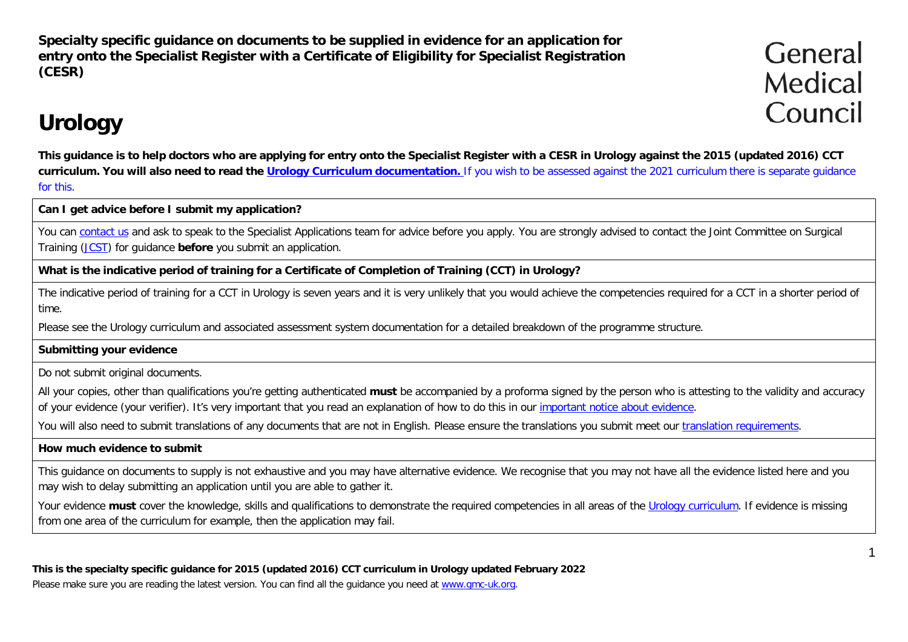**Specialty specific guidance on documents to be supplied in evidence for an application for entry onto the Specialist Register with a Certificate of Eligibility for Specialist Registration (CESR)**

General Medical Council

# Urology

**This guidance is to help doctors who are applying for entry onto the Specialist Register with a CESR in Urology against the 2015 (updated 2016) CCT curriculum. You will also need to read the [Urology Curriculum documentation.](#)** If you wish to be assessed against the 2021 curriculum there is separate guidance for this.

| **Can I get advice before I submit my application?** |
| --- |
| You can [contact us](#) and ask to speak to the Specialist Applications team for advice before you apply. You are strongly advised to contact the Joint Committee on Surgical Training ([JCST](#)) for guidance **before** you submit an application. |
| **What is the indicative period of training for a Certificate of Completion of Training (CCT) in Urology?** |
| The indicative period of training for a CCT in Urology is seven years and it is very unlikely that you would achieve the competencies required for a CCT in a shorter period of time. <br> Please see the Urology curriculum and associated assessment system documentation for a detailed breakdown of the programme structure. |
| **Submitting your evidence** |
| Do not submit original documents. <br> All your copies, other than qualifications you're getting authenticated **must** be accompanied by a proforma signed by the person who is attesting to the validity and accuracy of your evidence (your verifier). It's very important that you read an explanation of how to do this in our [important notice about evidence](#). <br> You will also need to submit translations of any documents that are not in English. Please ensure the translations you submit meet our [translation requirements](#). |
| **How much evidence to submit** |
| This guidance on documents to supply is not exhaustive and you may have alternative evidence. We recognise that you may not have all the evidence listed here and you may wish to delay submitting an application until you are able to gather it. <br> Your evidence **must** cover the knowledge, skills and qualifications to demonstrate the required competencies in all areas of the [Urology curriculum](#). If evidence is missing from one area of the curriculum for example, then the application may fail. |

**This is the specialty specific guidance for 2015 (updated 2016) CCT curriculum in Urology updated February 2022**

Please make sure you are reading the latest version. You can find all the guidance you need at [www.gmc-uk.org](#).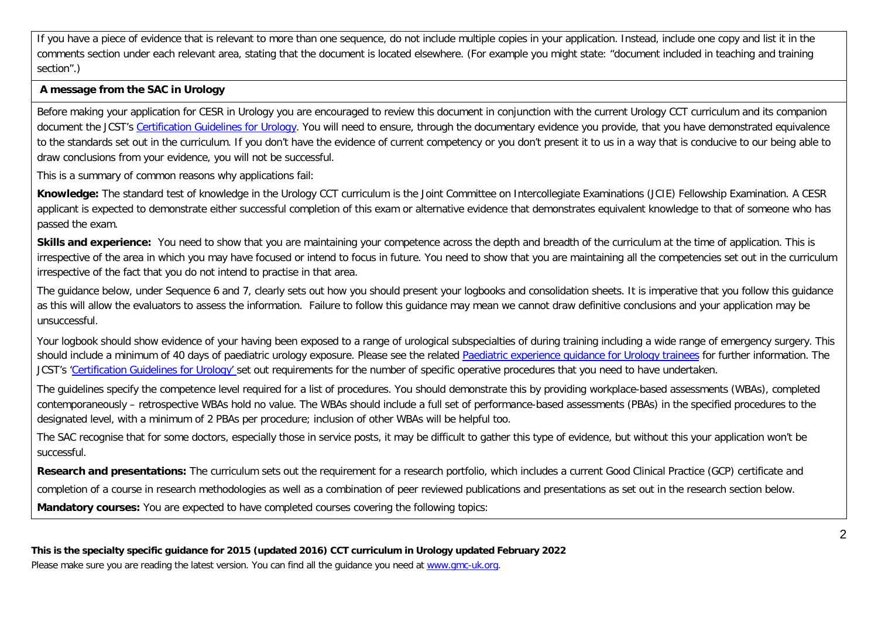If you have a piece of evidence that is relevant to more than one sequence, do not include multiple copies in your application. Instead, include one copy and list it in the comments section under each relevant area, stating that the document is located elsewhere. (For example you might state: "document included in teaching and training section".)

**A message from the SAC in Urology**

Before making your application for CESR in Urology you are encouraged to review this document in conjunction with the current Urology CCT curriculum and its companion document the JCST's Certification Guidelines for Urology. You will need to ensure, through the documentary evidence you provide, that you have demonstrated equivalence to the standards set out in the curriculum. If you don't have the evidence of current competency or you don't present it to us in a way that is conducive to our being able to draw conclusions from your evidence, you will not be successful.

This is a summary of common reasons why applications fail:

**Knowledge:** The standard test of knowledge in the Urology CCT curriculum is the Joint Committee on Intercollegiate Examinations (JCIE) Fellowship Examination. A CESR applicant is expected to demonstrate either successful completion of this exam or alternative evidence that demonstrates equivalent knowledge to that of someone who has passed the exam.

**Skills and experience:** You need to show that you are maintaining your competence across the depth and breadth of the curriculum at the time of application. This is irrespective of the area in which you may have focused or intend to focus in future. You need to show that you are maintaining all the competencies set out in the curriculum irrespective of the fact that you do not intend to practise in that area.

The guidance below, under Sequence 6 and 7, clearly sets out how you should present your logbooks and consolidation sheets. It is imperative that you follow this guidance as this will allow the evaluators to assess the information. Failure to follow this guidance may mean we cannot draw definitive conclusions and your application may be unsuccessful.

Your logbook should show evidence of your having been exposed to a range of urological subspecialties of during training including a wide range of emergency surgery. This should include a minimum of 40 days of paediatric urology exposure. Please see the related Paediatric experience guidance for Urology trainees for further information. The JCST's 'Certification Guidelines for Urology' set out requirements for the number of specific operative procedures that you need to have undertaken.

The guidelines specify the competence level required for a list of procedures. You should demonstrate this by providing workplace-based assessments (WBAs), completed contemporaneously – retrospective WBAs hold no value. The WBAs should include a full set of performance-based assessments (PBAs) in the specified procedures to the designated level, with a minimum of 2 PBAs per procedure; inclusion of other WBAs will be helpful too.

The SAC recognise that for some doctors, especially those in service posts, it may be difficult to gather this type of evidence, but without this your application won't be successful.

**Research and presentations:** The curriculum sets out the requirement for a research portfolio, which includes a current Good Clinical Practice (GCP) certificate and completion of a course in research methodologies as well as a combination of peer reviewed publications and presentations as set out in the research section below.

**Mandatory courses:** You are expected to have completed courses covering the following topics: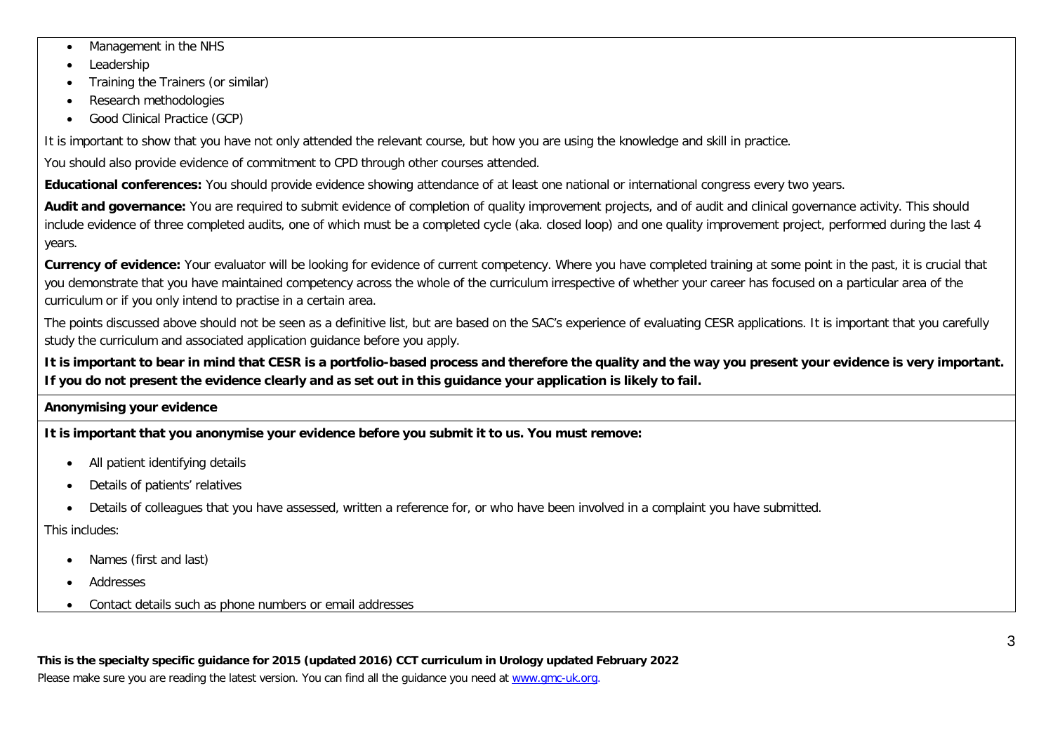- Management in the NHS
- Leadership
- Training the Trainers (or similar)
- Research methodologies
- Good Clinical Practice (GCP)

It is important to show that you have not only attended the relevant course, but how you are using the knowledge and skill in practice.

You should also provide evidence of commitment to CPD through other courses attended.

**Educational conferences:** You should provide evidence showing attendance of at least one national or international congress every two years.

**Audit and governance:** You are required to submit evidence of completion of quality improvement projects, and of audit and clinical governance activity. This should include evidence of three completed audits, one of which must be a completed cycle (aka. closed loop) and one quality improvement project, performed during the last 4 years.

**Currency of evidence:** Your evaluator will be looking for evidence of current competency. Where you have completed training at some point in the past, it is crucial that you demonstrate that you have maintained competency across the whole of the curriculum irrespective of whether your career has focused on a particular area of the curriculum or if you only intend to practise in a certain area.

The points discussed above should not be seen as a definitive list, but are based on the SAC's experience of evaluating CESR applications. It is important that you carefully study the curriculum and associated application guidance before you apply.

**It is important to bear in mind that CESR is a portfolio-based process and therefore the quality and the way you present your evidence is very important. If you do not present the evidence clearly and as set out in this guidance your application is likely to fail.**

**Anonymising your evidence**

**It is important that you anonymise your evidence before you submit it to us. You must remove:**

- All patient identifying details
- Details of patients' relatives
- Details of colleagues that you have assessed, written a reference for, or who have been involved in a complaint you have submitted.

This includes:

- Names (first and last)
- Addresses
- Contact details such as phone numbers or email addresses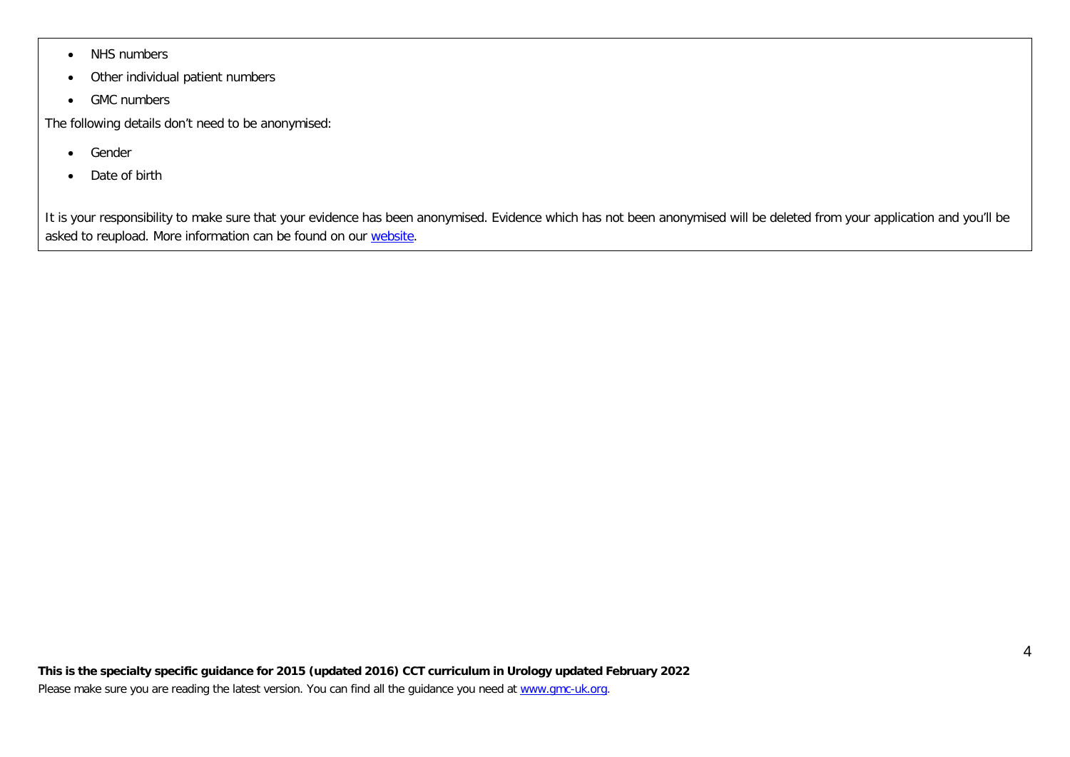- NHS numbers
- Other individual patient numbers
- GMC numbers

The following details don't need to be anonymised:

- Gender
- Date of birth

It is your responsibility to make sure that your evidence has been anonymised. Evidence which has not been anonymised will be deleted from your application and you'll be asked to reupload. More information can be found on our [website](website).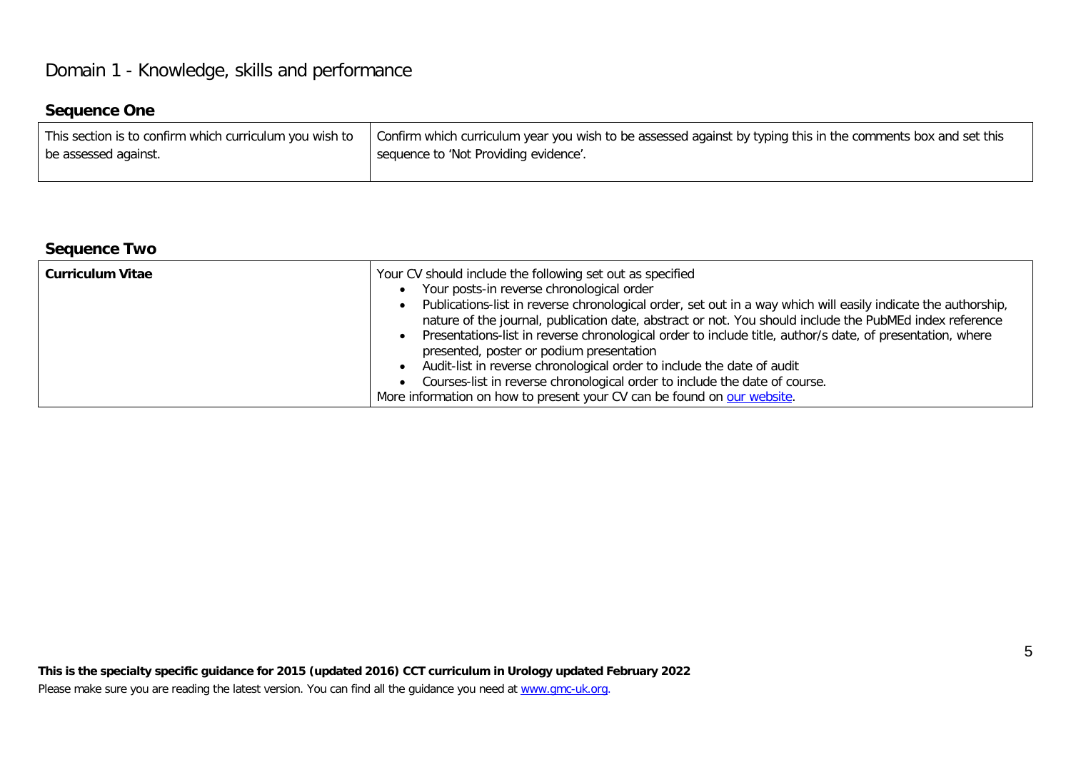# Domain 1 - Knowledge, skills and performance

## Sequence One

| This section is to confirm which curriculum you wish to be assessed against. | Confirm which curriculum year you wish to be assessed against by typing this in the comments box and set this sequence to 'Not Providing evidence'. |
|---|---|

## Sequence Two

| **Curriculum Vitae** | Your CV should include the following set out as specified<br>• Your posts-in reverse chronological order<br>• Publications-list in reverse chronological order, set out in a way which will easily indicate the authorship, nature of the journal, publication date, abstract or not. You should include the PubMEd index reference<br>• Presentations-list in reverse chronological order to include title, author/s date, of presentation, where presented, poster or podium presentation<br>• Audit-list in reverse chronological order to include the date of audit<br>• Courses-list in reverse chronological order to include the date of course.<br>More information on how to present your CV can be found on our website. |
|---|---|

**This is the specialty specific guidance for 2015 (updated 2016) CCT curriculum in Urology updated February 2022**

Please make sure you are reading the latest version. You can find all the guidance you need at www.gmc-uk.org.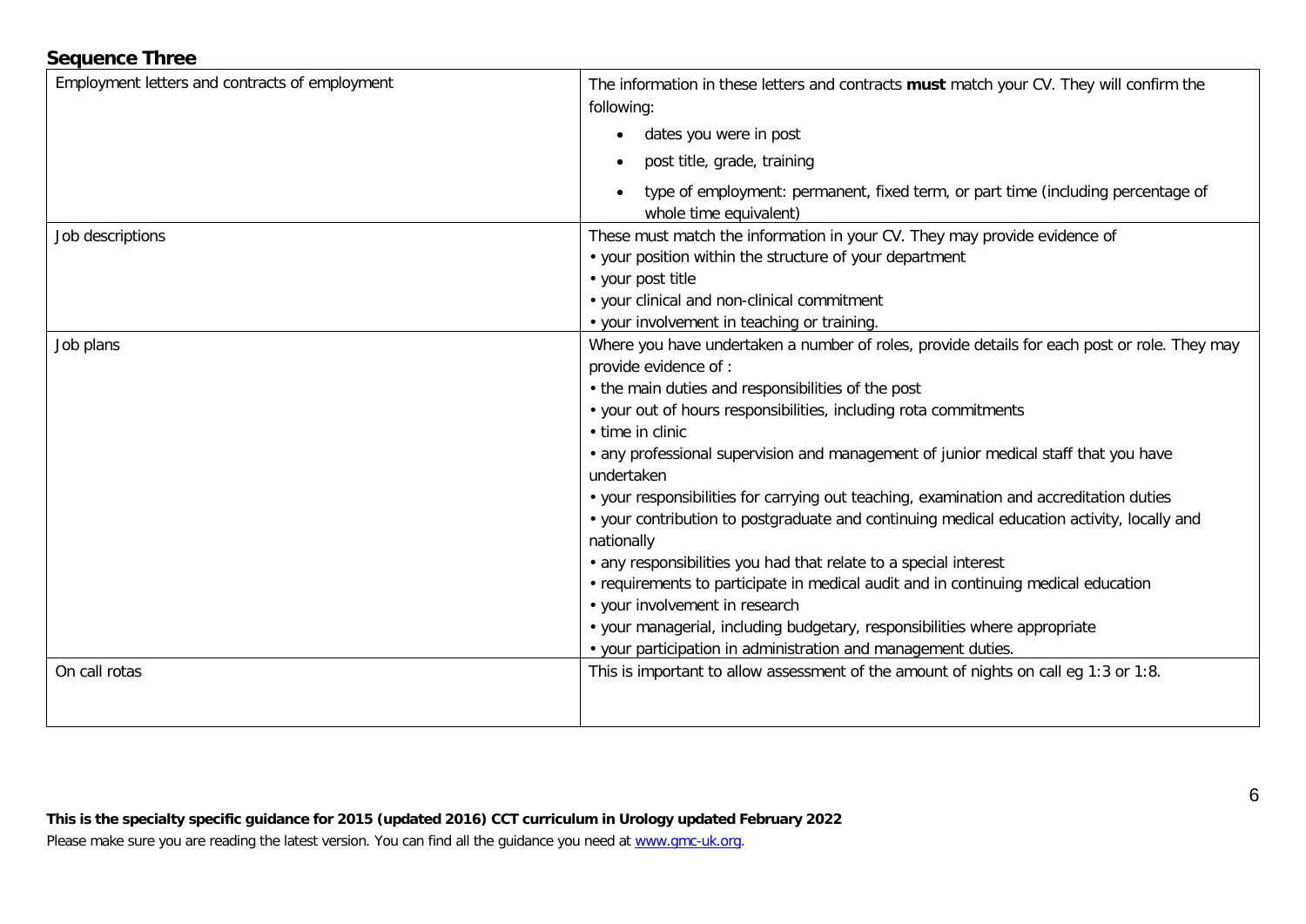## Sequence Three

| | |
|---|---|
| Employment letters and contracts of employment | The information in these letters and contracts **must** match your CV. They will confirm the following:<br>• dates you were in post<br>• post title, grade, training<br>• type of employment: permanent, fixed term, or part time (including percentage of whole time equivalent) |
| Job descriptions | These must match the information in your CV. They may provide evidence of<br>• your position within the structure of your department<br>• your post title<br>• your clinical and non-clinical commitment<br>• your involvement in teaching or training. |
| Job plans | Where you have undertaken a number of roles, provide details for each post or role. They may provide evidence of :<br>• the main duties and responsibilities of the post<br>• your out of hours responsibilities, including rota commitments<br>• time in clinic<br>• any professional supervision and management of junior medical staff that you have undertaken<br>• your responsibilities for carrying out teaching, examination and accreditation duties<br>• your contribution to postgraduate and continuing medical education activity, locally and nationally<br>• any responsibilities you had that relate to a special interest<br>• requirements to participate in medical audit and in continuing medical education<br>• your involvement in research<br>• your managerial, including budgetary, responsibilities where appropriate<br>• your participation in administration and management duties. |
| On call rotas | This is important to allow assessment of the amount of nights on call eg 1:3 or 1:8. |

**This is the specialty specific guidance for 2015 (updated 2016) CCT curriculum in Urology updated February 2022**

Please make sure you are reading the latest version. You can find all the guidance you need at www.gmc-uk.org.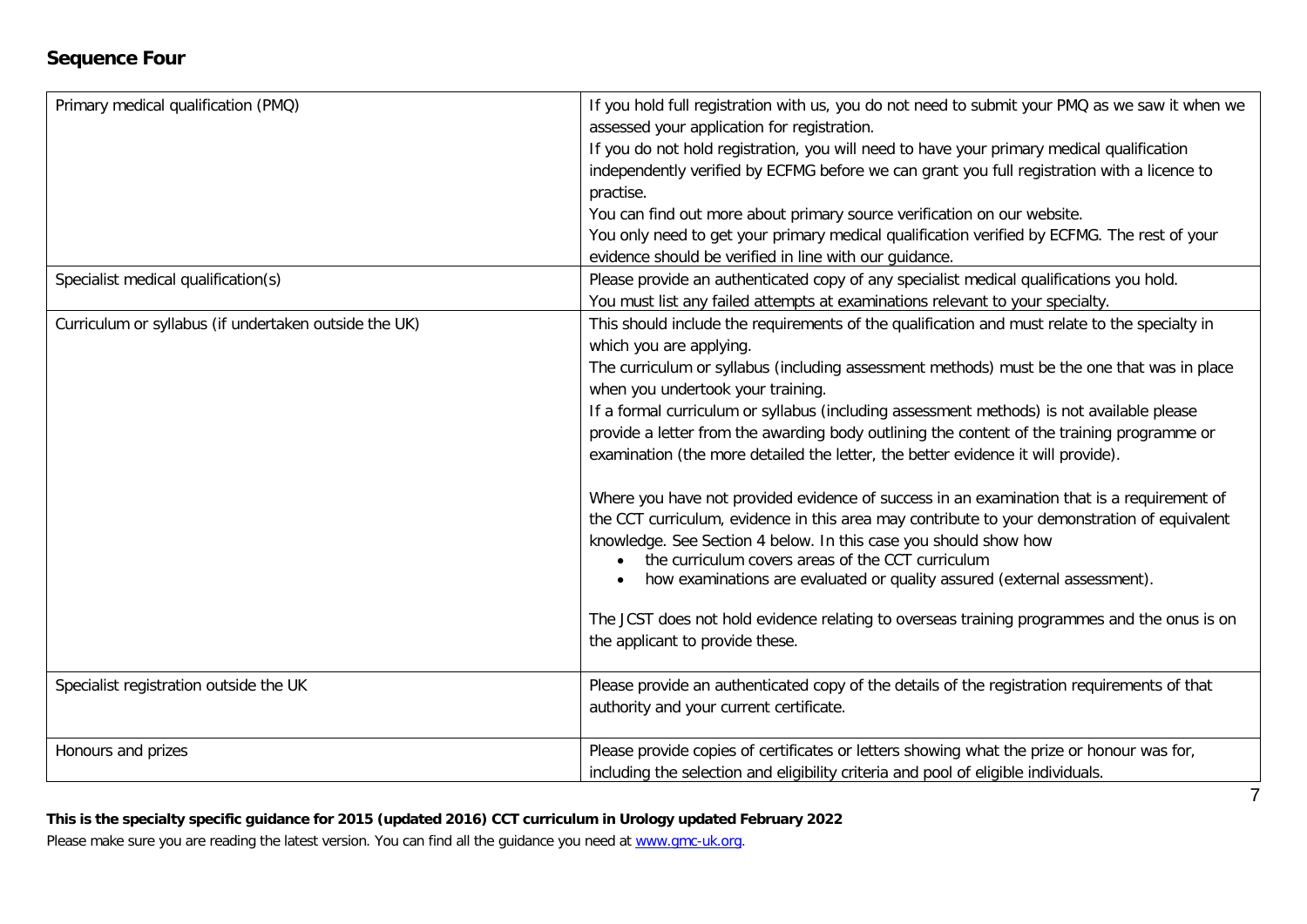## Sequence Four

| | |
|---|---|
| Primary medical qualification (PMQ) | If you hold full registration with us, you do not need to submit your PMQ as we saw it when we assessed your application for registration.<br>If you do not hold registration, you will need to have your primary medical qualification independently verified by ECFMG before we can grant you full registration with a licence to practise.<br>You can find out more about primary source verification on our website.<br>You only need to get your primary medical qualification verified by ECFMG. The rest of your evidence should be verified in line with our guidance. |
| Specialist medical qualification(s) | Please provide an authenticated copy of any specialist medical qualifications you hold.<br>You must list any failed attempts at examinations relevant to your specialty. |
| Curriculum or syllabus (if undertaken outside the UK) | This should include the requirements of the qualification and must relate to the specialty in which you are applying.<br>The curriculum or syllabus (including assessment methods) must be the one that was in place when you undertook your training.<br>If a formal curriculum or syllabus (including assessment methods) is not available please provide a letter from the awarding body outlining the content of the training programme or examination (the more detailed the letter, the better evidence it will provide).<br><br>Where you have not provided evidence of success in an examination that is a requirement of the CCT curriculum, evidence in this area may contribute to your demonstration of equivalent knowledge. See Section 4 below. In this case you should show how<br>• the curriculum covers areas of the CCT curriculum<br>• how examinations are evaluated or quality assured (external assessment).<br><br>The JCST does not hold evidence relating to overseas training programmes and the onus is on the applicant to provide these. |
| Specialist registration outside the UK | Please provide an authenticated copy of the details of the registration requirements of that authority and your current certificate. |
| Honours and prizes | Please provide copies of certificates or letters showing what the prize or honour was for, including the selection and eligibility criteria and pool of eligible individuals. |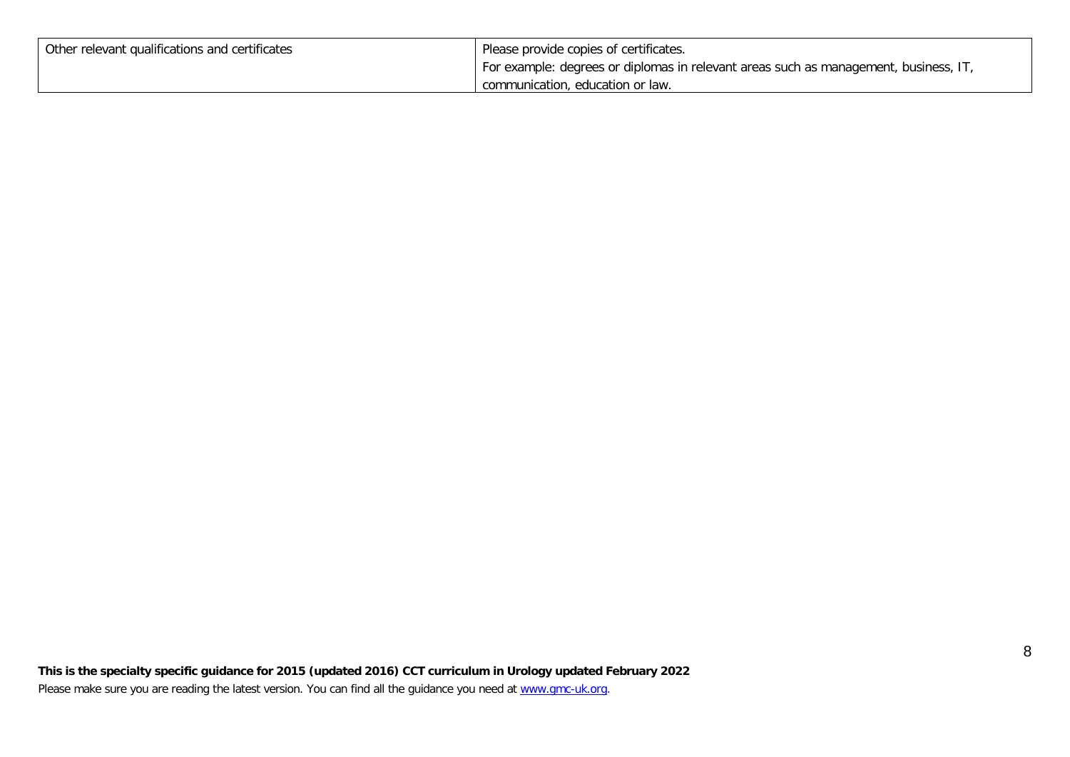| Other relevant qualifications and certificates | Please provide copies of certificates.<br>For example: degrees or diplomas in relevant areas such as management, business, IT, communication, education or law. |
|---|---|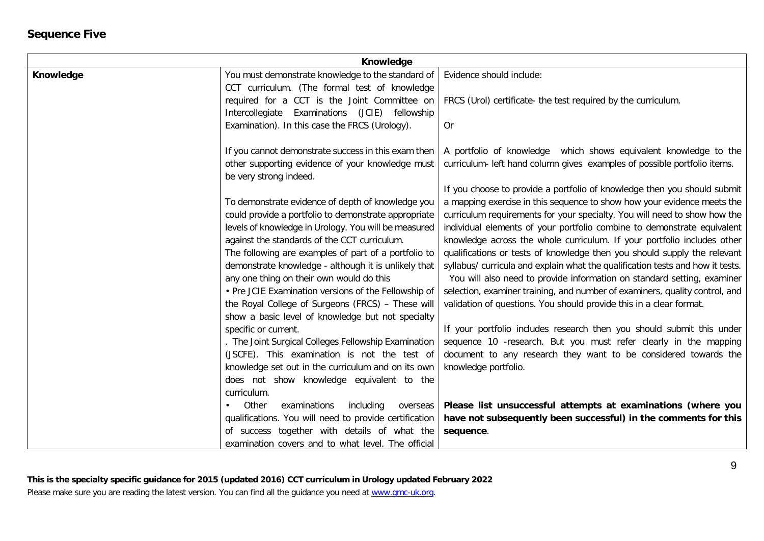## Sequence Five

| Knowledge | | |
|---|---|---|
| **Knowledge** | You must demonstrate knowledge to the standard of CCT curriculum. (The formal test of knowledge required for a CCT is the Joint Committee on Intercollegiate Examinations (JCIE) fellowship Examination). In this case the FRCS (Urology).<br><br>If you cannot demonstrate success in this exam then other supporting evidence of your knowledge must be very strong indeed.<br><br>To demonstrate evidence of depth of knowledge you could provide a portfolio to demonstrate appropriate levels of knowledge in Urology. You will be measured against the standards of the CCT curriculum.<br>The following are examples of part of a portfolio to demonstrate knowledge - although it is unlikely that any one thing on their own would do this<br>• Pre JCIE Examination versions of the Fellowship of the Royal College of Surgeons (FRCS) – These will show a basic level of knowledge but not specialty specific or current.<br>. The Joint Surgical Colleges Fellowship Examination (JSCFE). This examination is not the test of knowledge set out in the curriculum and on its own does not show knowledge equivalent to the curriculum.<br>• Other examinations including overseas qualifications. You will need to provide certification of success together with details of what the examination covers and to what level. The official | Evidence should include:<br><br>FRCS (Urol) certificate- the test required by the curriculum.<br><br>Or<br><br>A portfolio of knowledge which shows equivalent knowledge to the curriculum- left hand column gives examples of possible portfolio items.<br><br>If you choose to provide a portfolio of knowledge then you should submit a mapping exercise in this sequence to show how your evidence meets the curriculum requirements for your specialty. You will need to show how the individual elements of your portfolio combine to demonstrate equivalent knowledge across the whole curriculum. If your portfolio includes other qualifications or tests of knowledge then you should supply the relevant syllabus/ curricula and explain what the qualification tests and how it tests. You will also need to provide information on standard setting, examiner selection, examiner training, and number of examiners, quality control, and validation of questions. You should provide this in a clear format.<br><br>If your portfolio includes research then you should submit this under sequence 10 -research. But you must refer clearly in the mapping document to any research they want to be considered towards the knowledge portfolio.<br><br>**Please list unsuccessful attempts at examinations (where you have not subsequently been successful) in the comments for this sequence**. |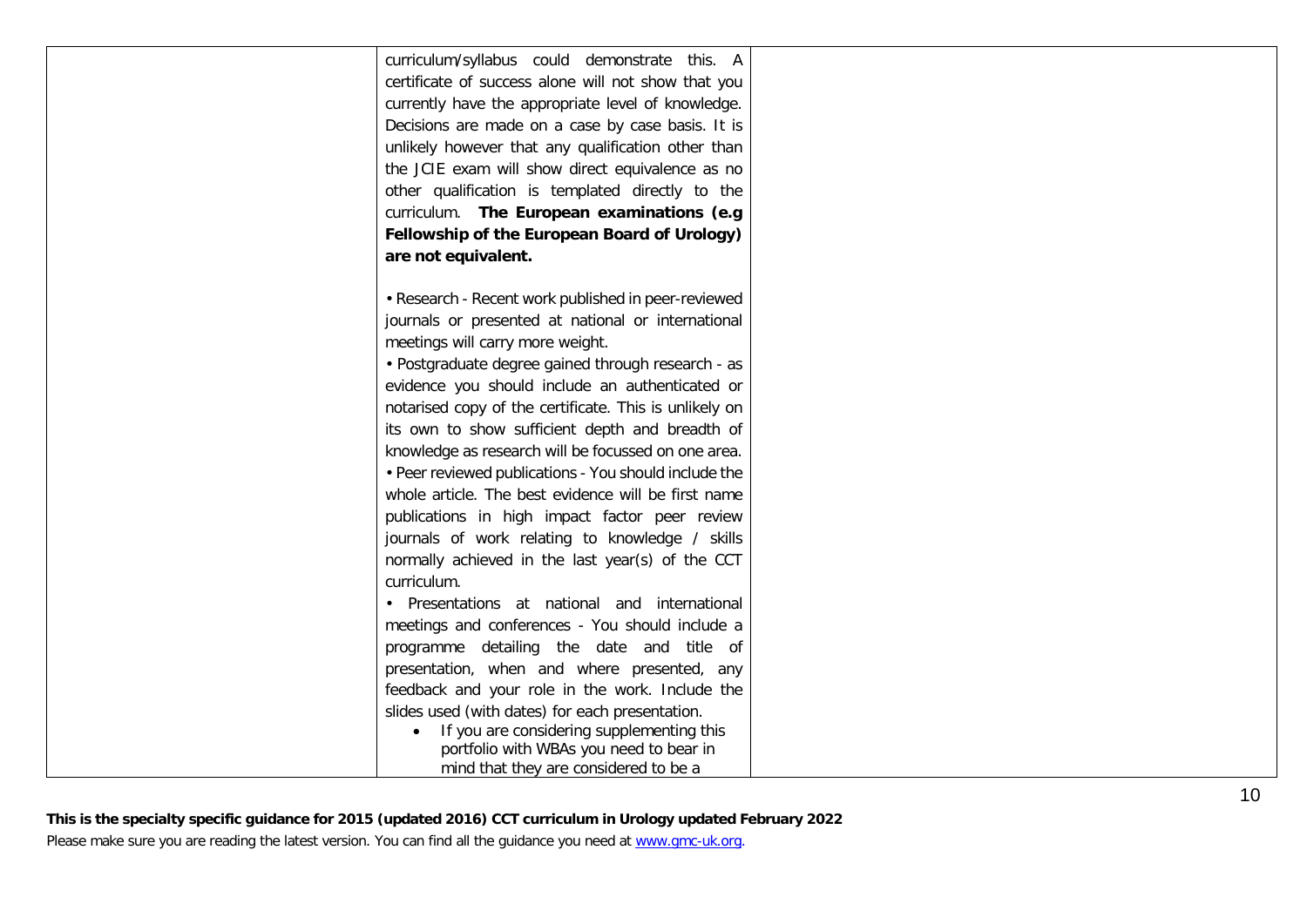| | | |
|---|---|---|
| | curriculum/syllabus could demonstrate this. A certificate of success alone will not show that you currently have the appropriate level of knowledge. Decisions are made on a case by case basis. It is unlikely however that any qualification other than the JCIE exam will show direct equivalence as no other qualification is templated directly to the curriculum. **The European examinations (e.g Fellowship of the European Board of Urology) are not equivalent.**<br><br>• Research - Recent work published in peer-reviewed journals or presented at national or international meetings will carry more weight.<br>• Postgraduate degree gained through research - as evidence you should include an authenticated or notarised copy of the certificate. This is unlikely on its own to show sufficient depth and breadth of knowledge as research will be focussed on one area.<br>• Peer reviewed publications - You should include the whole article. The best evidence will be first name publications in high impact factor peer review journals of work relating to knowledge / skills normally achieved in the last year(s) of the CCT curriculum.<br>• Presentations at national and international meetings and conferences - You should include a programme detailing the date and title of presentation, when and where presented, any feedback and your role in the work. Include the slides used (with dates) for each presentation.<br>• If you are considering supplementing this portfolio with WBAs you need to bear in mind that they are considered to be a | |

**This is the specialty specific guidance for 2015 (updated 2016) CCT curriculum in Urology updated February 2022**

Please make sure you are reading the latest version. You can find all the guidance you need at www.gmc-uk.org.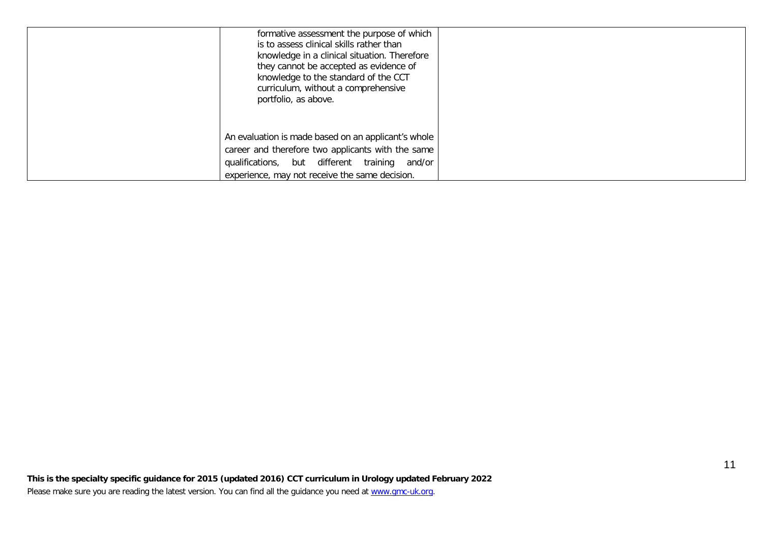| | | |
|---|---|---|
| | formative assessment the purpose of which is to assess clinical skills rather than knowledge in a clinical situation. Therefore they cannot be accepted as evidence of knowledge to the standard of the CCT curriculum, without a comprehensive portfolio, as above.<br><br>An evaluation is made based on an applicant's whole career and therefore two applicants with the same qualifications, but different training and/or experience, may not receive the same decision. | |

**This is the specialty specific guidance for 2015 (updated 2016) CCT curriculum in Urology updated February 2022**

Please make sure you are reading the latest version. You can find all the guidance you need at [www.gmc-uk.org](http://www.gmc-uk.org).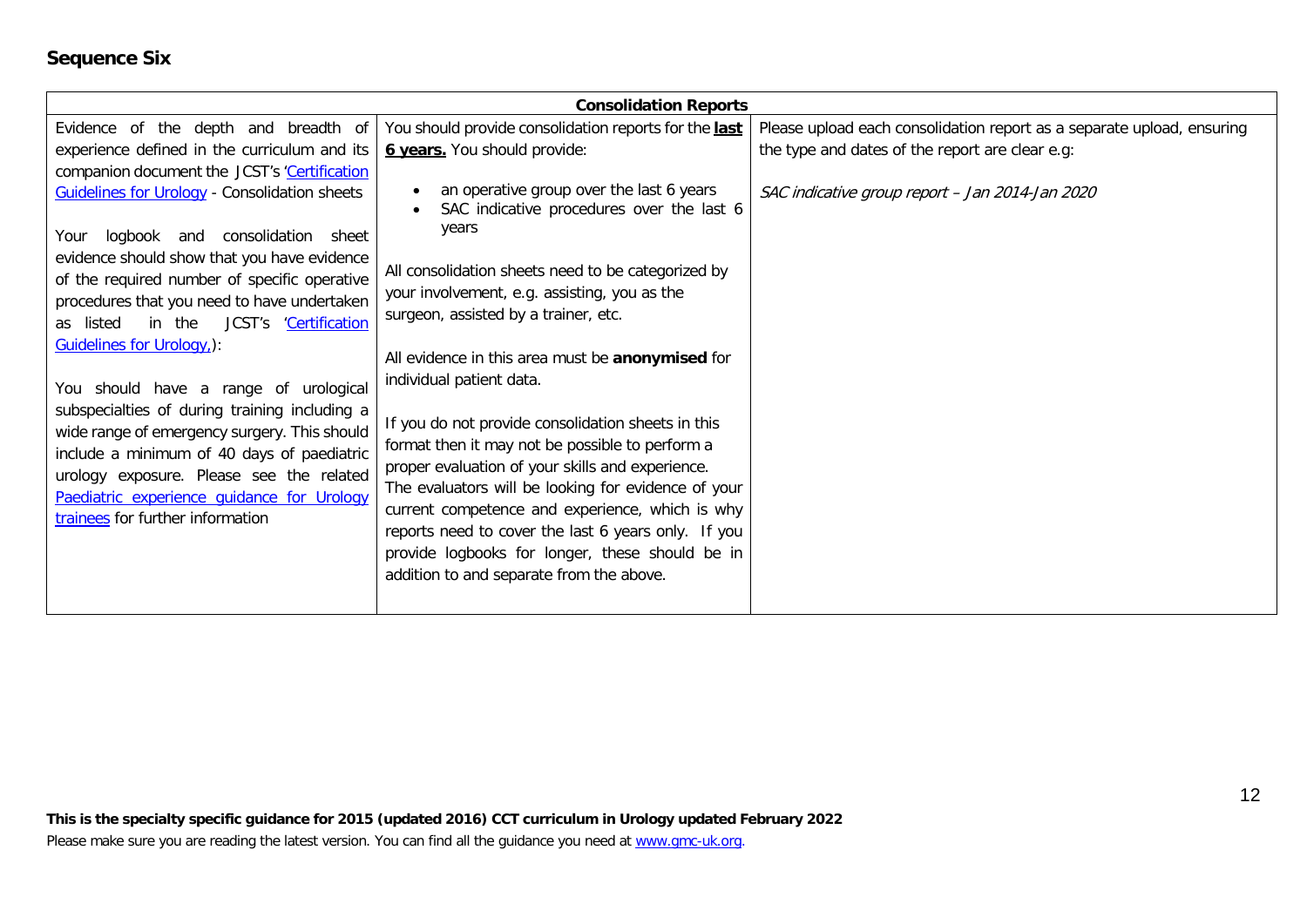## Sequence Six

| Consolidation Reports | | |
|---|---|---|
| Evidence of the depth and breadth of experience defined in the curriculum and its companion document the JCST's 'Certification Guidelines for Urology - Consolidation sheets<br><br>Your logbook and consolidation sheet evidence should show that you have evidence of the required number of specific operative procedures that you need to have undertaken as listed in the JCST's 'Certification Guidelines for Urology,):<br><br>You should have a range of urological subspecialties of during training including a wide range of emergency surgery. This should include a minimum of 40 days of paediatric urology exposure. Please see the related Paediatric experience guidance for Urology trainees for further information | You should provide consolidation reports for the **last 6 years.** You should provide:<br><br>• an operative group over the last 6 years<br>• SAC indicative procedures over the last 6 years<br><br>All consolidation sheets need to be categorized by your involvement, e.g. assisting, you as the surgeon, assisted by a trainer, etc.<br><br>All evidence in this area must be **anonymised** for individual patient data.<br><br>If you do not provide consolidation sheets in this format then it may not be possible to perform a proper evaluation of your skills and experience. The evaluators will be looking for evidence of your current competence and experience, which is why reports need to cover the last 6 years only. If you provide logbooks for longer, these should be in addition to and separate from the above. | Please upload each consolidation report as a separate upload, ensuring the type and dates of the report are clear e.g:<br><br>*SAC indicative group report – Jan 2014-Jan 2020* |

**This is the specialty specific guidance for 2015 (updated 2016) CCT curriculum in Urology updated February 2022**

Please make sure you are reading the latest version. You can find all the guidance you need at www.gmc-uk.org.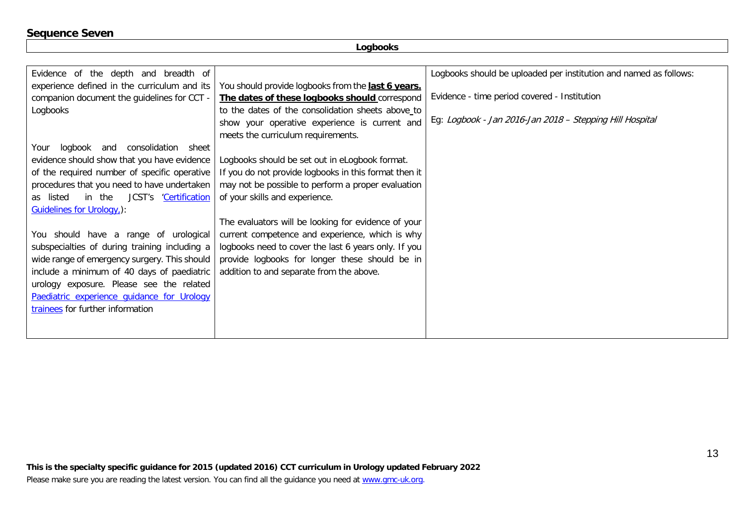## Sequence Seven

| Logbooks | | |
|---|---|---|
| Evidence of the depth and breadth of experience defined in the curriculum and its companion document the guidelines for CCT - Logbooks<br><br>Your logbook and consolidation sheet evidence should show that you have evidence of the required number of specific operative procedures that you need to have undertaken as listed in the JCST's '[Certification Guidelines for Urology.]()):<br><br>You should have a range of urological subspecialties of during training including a wide range of emergency surgery. This should include a minimum of 40 days of paediatric urology exposure. Please see the related [Paediatric experience guidance for Urology trainees]() for further information | You should provide logbooks from the **last 6 years.** **The dates of these logbooks should** correspond to the dates of the consolidation sheets above to show your operative experience is current and meets the curriculum requirements.<br><br>Logbooks should be set out in eLogbook format. If you do not provide logbooks in this format then it may not be possible to perform a proper evaluation of your skills and experience.<br><br>The evaluators will be looking for evidence of your current competence and experience, which is why logbooks need to cover the last 6 years only. If you provide logbooks for longer these should be in addition to and separate from the above. | Logbooks should be uploaded per institution and named as follows:<br><br>Evidence - time period covered - Institution<br><br>Eg: *Logbook - Jan 2016-Jan 2018 – Stepping Hill Hospital* |

**This is the specialty specific guidance for 2015 (updated 2016) CCT curriculum in Urology updated February 2022**

Please make sure you are reading the latest version. You can find all the guidance you need at [www.gmc-uk.org]().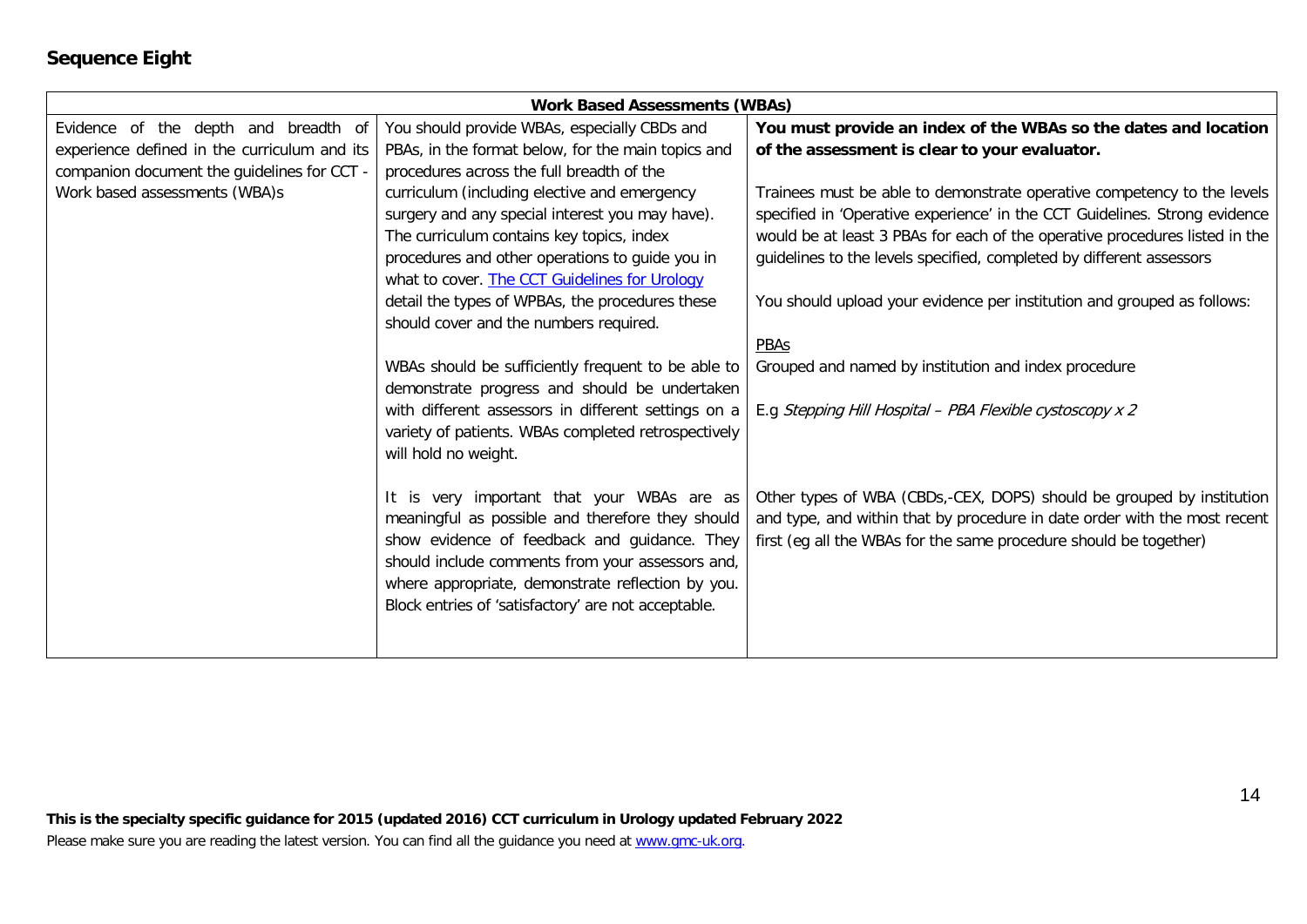## Sequence Eight

| Work Based Assessments (WBAs) | | |
|---|---|---|
| Evidence of the depth and breadth of experience defined in the curriculum and its companion document the guidelines for CCT - Work based assessments (WBA)s | You should provide WBAs, especially CBDs and PBAs, in the format below, for the main topics and procedures across the full breadth of the curriculum (including elective and emergency surgery and any special interest you may have). The curriculum contains key topics, index procedures and other operations to guide you in what to cover. [The CCT Guidelines for Urology](#) detail the types of WPBAs, the procedures these should cover and the numbers required.<br><br>WBAs should be sufficiently frequent to be able to demonstrate progress and should be undertaken with different assessors in different settings on a variety of patients. WBAs completed retrospectively will hold no weight.<br><br>It is very important that your WBAs are as meaningful as possible and therefore they should show evidence of feedback and guidance. They should include comments from your assessors and, where appropriate, demonstrate reflection by you. Block entries of 'satisfactory' are not acceptable. | **You must provide an index of the WBAs so the dates and location of the assessment is clear to your evaluator.**<br><br>Trainees must be able to demonstrate operative competency to the levels specified in 'Operative experience' in the CCT Guidelines. Strong evidence would be at least 3 PBAs for each of the operative procedures listed in the guidelines to the levels specified, completed by different assessors<br><br>You should upload your evidence per institution and grouped as follows:<br><br><u>PBAs</u><br>Grouped and named by institution and index procedure<br><br>E.g *Stepping Hill Hospital – PBA Flexible cystoscopy x 2*<br><br>Other types of WBA (CBDs,-CEX, DOPS) should be grouped by institution and type, and within that by procedure in date order with the most recent first (eg all the WBAs for the same procedure should be together) |

**This is the specialty specific guidance for 2015 (updated 2016) CCT curriculum in Urology updated February 2022**

Please make sure you are reading the latest version. You can find all the guidance you need at [www.gmc-uk.org](http://www.gmc-uk.org).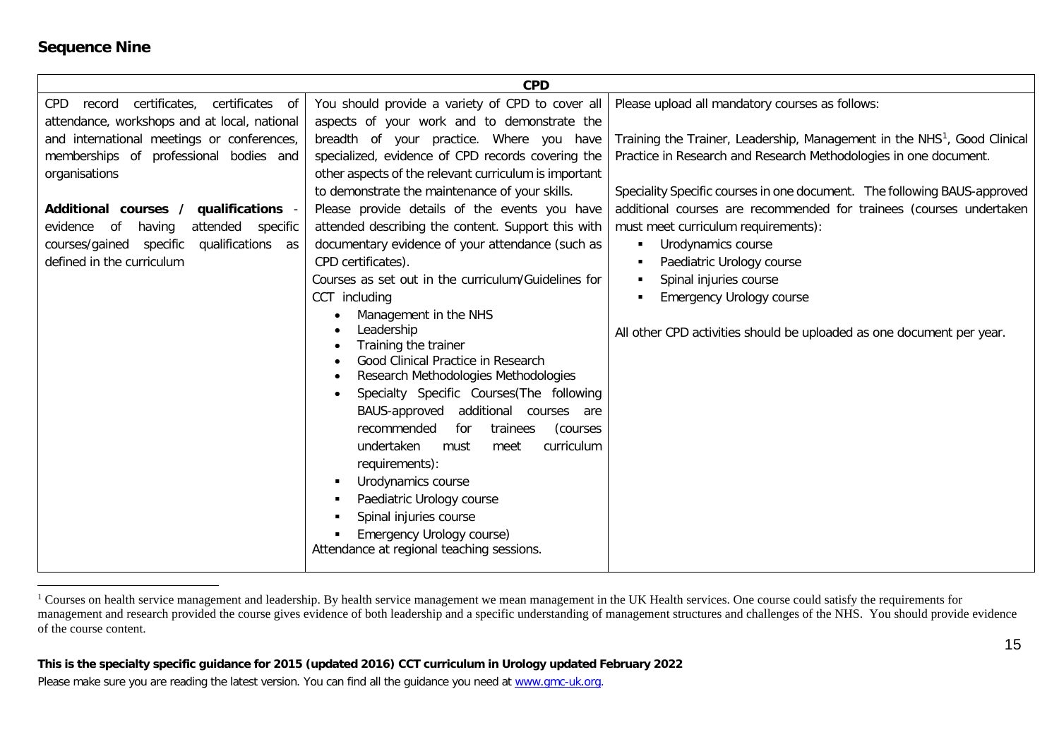## Sequence Nine

| CPD | | |
|---|---|---|
| CPD record certificates, certificates of attendance, workshops and at local, national and international meetings or conferences, memberships of professional bodies and organisations<br><br>**Additional courses / qualifications** - evidence of having attended specific courses/gained specific qualifications as defined in the curriculum | You should provide a variety of CPD to cover all aspects of your work and to demonstrate the breadth of your practice. Where you have specialized, evidence of CPD records covering the other aspects of the relevant curriculum is important to demonstrate the maintenance of your skills.<br>Please provide details of the events you have attended describing the content. Support this with documentary evidence of your attendance (such as CPD certificates).<br>Courses as set out in the curriculum/Guidelines for CCT including<br>• Management in the NHS<br>• Leadership<br>• Training the trainer<br>• Good Clinical Practice in Research<br>• Research Methodologies Methodologies<br>• Specialty Specific Courses(The following BAUS-approved additional courses are recommended for trainees (courses undertaken must meet curriculum requirements):<br>▪ Urodynamics course<br>▪ Paediatric Urology course<br>▪ Spinal injuries course<br>▪ Emergency Urology course)<br>Attendance at regional teaching sessions. | Please upload all mandatory courses as follows:<br><br>Training the Trainer, Leadership, Management in the NHS[1], Good Clinical Practice in Research and Research Methodologies in one document.<br><br>Speciality Specific courses in one document. The following BAUS-approved additional courses are recommended for trainees (courses undertaken must meet curriculum requirements):<br>▪ Urodynamics course<br>▪ Paediatric Urology course<br>▪ Spinal injuries course<br>▪ Emergency Urology course<br><br>All other CPD activities should be uploaded as one document per year. |

[1] Courses on health service management and leadership. By health service management we mean management in the UK Health services. One course could satisfy the requirements for management and research provided the course gives evidence of both leadership and a specific understanding of management structures and challenges of the NHS. You should provide evidence of the course content.

**This is the specialty specific guidance for 2015 (updated 2016) CCT curriculum in Urology updated February 2022**

Please make sure you are reading the latest version. You can find all the guidance you need at www.gmc-uk.org.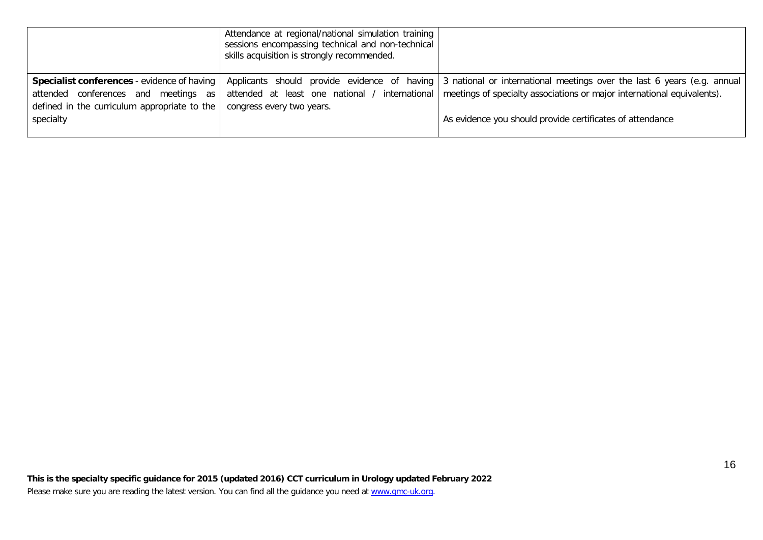| | | |
|---|---|---|
| | Attendance at regional/national simulation training sessions encompassing technical and non-technical skills acquisition is strongly recommended. | |
| **Specialist conferences** - evidence of having attended conferences and meetings as defined in the curriculum appropriate to the specialty | Applicants should provide evidence of having attended at least one national / international congress every two years. | 3 national or international meetings over the last 6 years (e.g. annual meetings of specialty associations or major international equivalents).<br><br>As evidence you should provide certificates of attendance |

**This is the specialty specific guidance for 2015 (updated 2016) CCT curriculum in Urology updated February 2022**

Please make sure you are reading the latest version. You can find all the guidance you need at www.gmc-uk.org.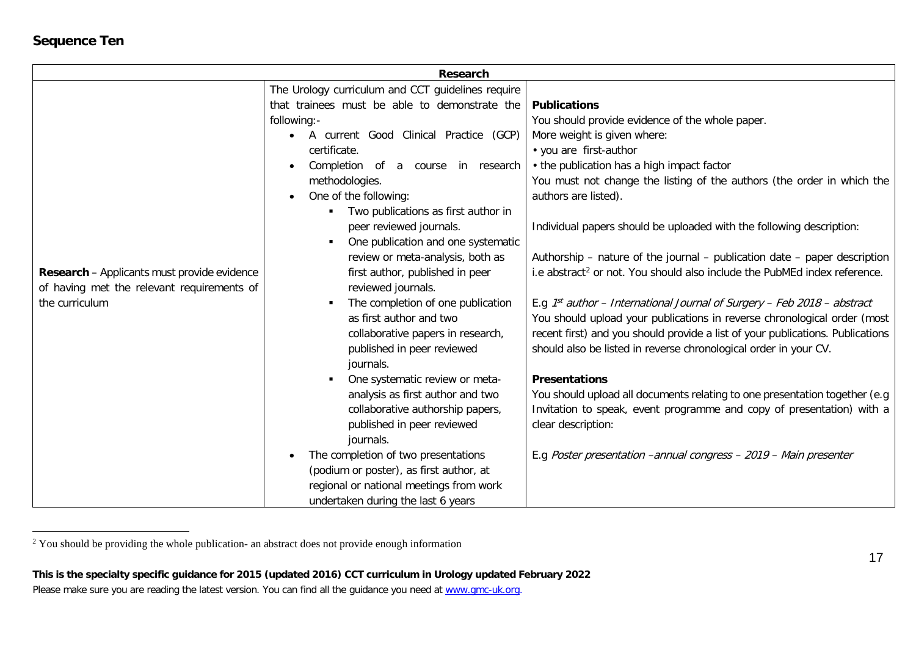## Sequence Ten

| Research | | |
|---|---|---|
| **Research** – Applicants must provide evidence of having met the relevant requirements of the curriculum | The Urology curriculum and CCT guidelines require that trainees must be able to demonstrate the following:-<br>• A current Good Clinical Practice (GCP) certificate.<br>• Completion of a course in research methodologies.<br>• One of the following:<br>&nbsp;&nbsp;▪ Two publications as first author in peer reviewed journals.<br>&nbsp;&nbsp;▪ One publication and one systematic review or meta-analysis, both as first author, published in peer reviewed journals.<br>&nbsp;&nbsp;▪ The completion of one publication as first author and two collaborative papers in research, published in peer reviewed journals.<br>&nbsp;&nbsp;▪ One systematic review or meta-analysis as first author and two collaborative authorship papers, published in peer reviewed journals.<br>• The completion of two presentations (podium or poster), as first author, at regional or national meetings from work undertaken during the last 6 years | **Publications**<br>You should provide evidence of the whole paper.<br>More weight is given where:<br>• you are first-author<br>• the publication has a high impact factor<br>You must not change the listing of the authors (the order in which the authors are listed).<br><br>Individual papers should be uploaded with the following description:<br><br>Authorship – nature of the journal – publication date – paper description i.e abstract[2] or not. You should also include the PubMEd index reference.<br><br>E.g *1st author – International Journal of Surgery – Feb 2018 – abstract*<br>You should upload your publications in reverse chronological order (most recent first) and you should provide a list of your publications. Publications should also be listed in reverse chronological order in your CV.<br><br>**Presentations**<br>You should upload all documents relating to one presentation together (e.g Invitation to speak, event programme and copy of presentation) with a clear description:<br><br>E.g *Poster presentation –annual congress – 2019 – Main presenter* |

[2] You should be providing the whole publication- an abstract does not provide enough information

**This is the specialty specific guidance for 2015 (updated 2016) CCT curriculum in Urology updated February 2022**

Please make sure you are reading the latest version. You can find all the guidance you need at www.gmc-uk.org.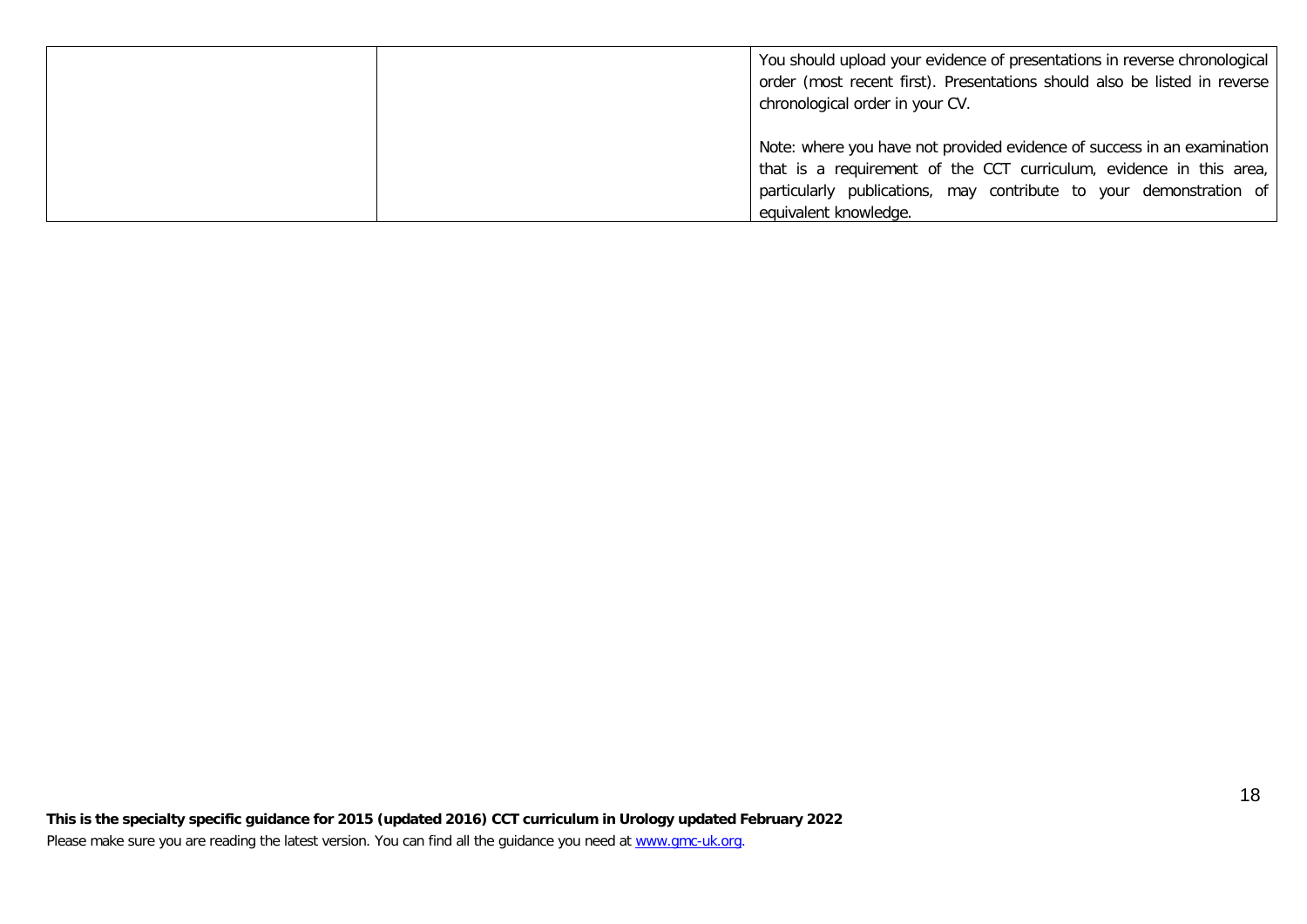|  |  |  |
|---|---|---|
|  |  | You should upload your evidence of presentations in reverse chronological order (most recent first). Presentations should also be listed in reverse chronological order in your CV.<br><br>Note: where you have not provided evidence of success in an examination that is a requirement of the CCT curriculum, evidence in this area, particularly publications, may contribute to your demonstration of equivalent knowledge. |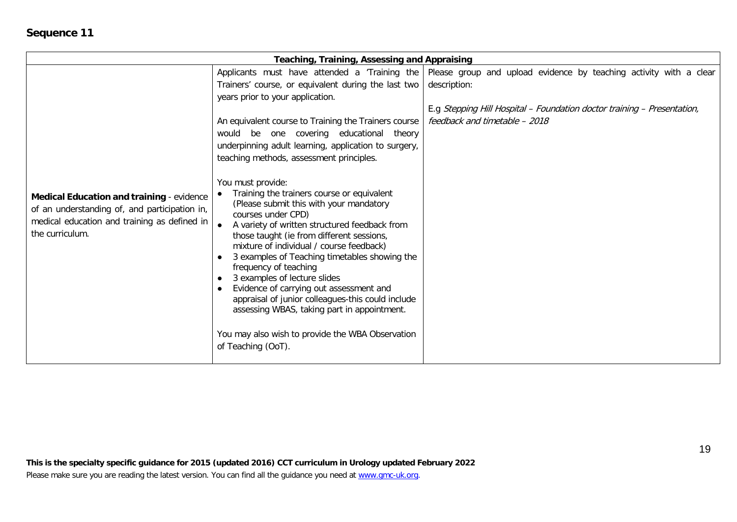## Sequence 11

| Teaching, Training, Assessing and Appraising | | |
|---|---|---|
| **Medical Education and training** - evidence of an understanding of, and participation in, medical education and training as defined in the curriculum. | Applicants must have attended a 'Training the Trainers' course, or equivalent during the last two years prior to your application.<br><br>An equivalent course to Training the Trainers course would be one covering educational theory underpinning adult learning, application to surgery, teaching methods, assessment principles.<br><br>You must provide:<br>• Training the trainers course or equivalent (Please submit this with your mandatory courses under CPD)<br>• A variety of written structured feedback from those taught (ie from different sessions, mixture of individual / course feedback)<br>• 3 examples of Teaching timetables showing the frequency of teaching<br>• 3 examples of lecture slides<br>• Evidence of carrying out assessment and appraisal of junior colleagues-this could include assessing WBAS, taking part in appointment.<br><br>You may also wish to provide the WBA Observation of Teaching (OoT). | Please group and upload evidence by teaching activity with a clear description:<br><br>E.g *Stepping Hill Hospital – Foundation doctor training – Presentation, feedback and timetable – 2018* |

**This is the specialty specific guidance for 2015 (updated 2016) CCT curriculum in Urology updated February 2022**

Please make sure you are reading the latest version. You can find all the guidance you need at www.gmc-uk.org.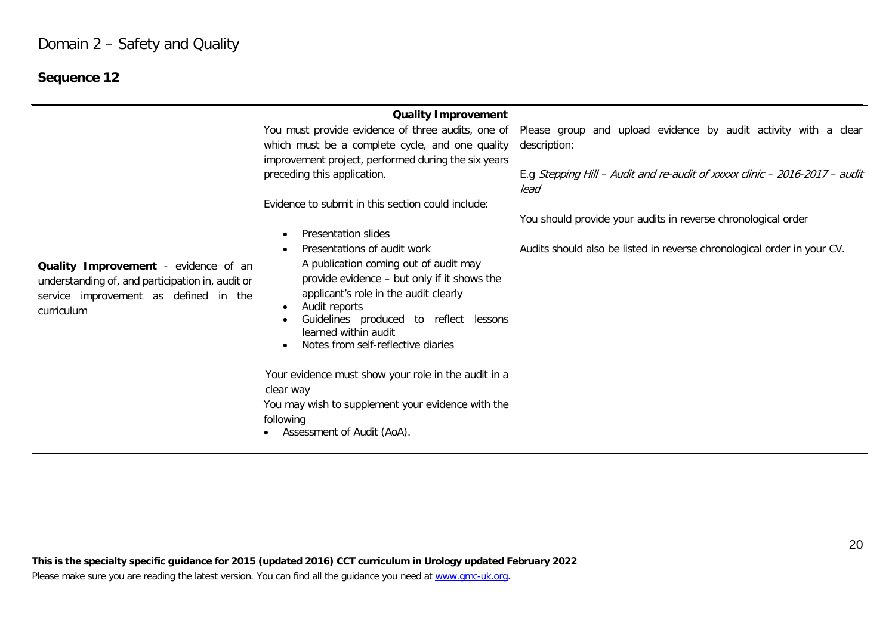# Domain 2 – Safety and Quality

## Sequence 12

| Quality Improvement | | |
|---|---|---|
| **Quality Improvement** - evidence of an understanding of, and participation in, audit or service improvement as defined in the curriculum | You must provide evidence of three audits, one of which must be a complete cycle, and one quality improvement project, performed during the six years preceding this application.<br><br>Evidence to submit in this section could include:<br><br>• Presentation slides<br>• Presentations of audit work<br>A publication coming out of audit may provide evidence – but only if it shows the applicant's role in the audit clearly<br>• Audit reports<br>• Guidelines produced to reflect lessons learned within audit<br>• Notes from self-reflective diaries<br><br>Your evidence must show your role in the audit in a clear way<br>You may wish to supplement your evidence with the following<br>• Assessment of Audit (AoA). | Please group and upload evidence by audit activity with a clear description:<br><br>E.g *Stepping Hill – Audit and re-audit of xxxxx clinic – 2016-2017 – audit lead*<br><br>You should provide your audits in reverse chronological order<br><br>Audits should also be listed in reverse chronological order in your CV. |

**This is the specialty specific guidance for 2015 (updated 2016) CCT curriculum in Urology updated February 2022**

Please make sure you are reading the latest version. You can find all the guidance you need at www.gmc-uk.org.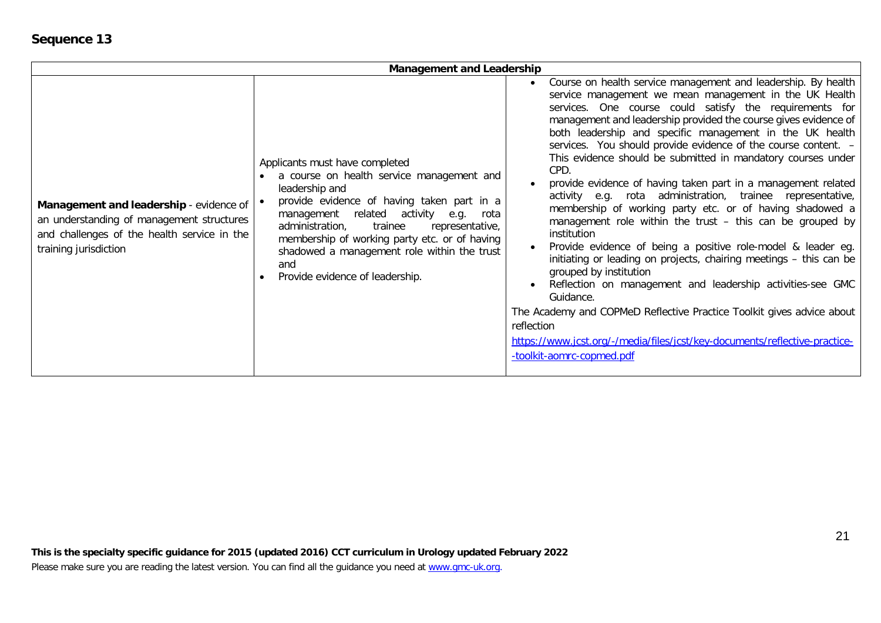## Sequence 13

| Management and Leadership | | |
|---|---|---|
| **Management and leadership** - evidence of an understanding of management structures and challenges of the health service in the training jurisdiction | Applicants must have completed<br>• a course on health service management and leadership and<br>• provide evidence of having taken part in a management related activity e.g. rota administration, trainee representative, membership of working party etc. or of having shadowed a management role within the trust and<br>• Provide evidence of leadership. | • Course on health service management and leadership. By health service management we mean management in the UK Health services. One course could satisfy the requirements for management and leadership provided the course gives evidence of both leadership and specific management in the UK health services. You should provide evidence of the course content. – This evidence should be submitted in mandatory courses under CPD.<br>• provide evidence of having taken part in a management related activity e.g. rota administration, trainee representative, membership of working party etc. or of having shadowed a management role within the trust – this can be grouped by institution<br>• Provide evidence of being a positive role-model & leader eg. initiating or leading on projects, chairing meetings – this can be grouped by institution<br>• Reflection on management and leadership activities-see GMC Guidance.<br><br>The Academy and COPMeD Reflective Practice Toolkit gives advice about reflection<br><br>[https://www.jcst.org/-/media/files/jcst/key-documents/reflective-practice--toolkit-aomrc-copmed.pdf](https://www.jcst.org/-/media/files/jcst/key-documents/reflective-practice--toolkit-aomrc-copmed.pdf) |

**This is the specialty specific guidance for 2015 (updated 2016) CCT curriculum in Urology updated February 2022**

Please make sure you are reading the latest version. You can find all the guidance you need at [www.gmc-uk.org](www.gmc-uk.org).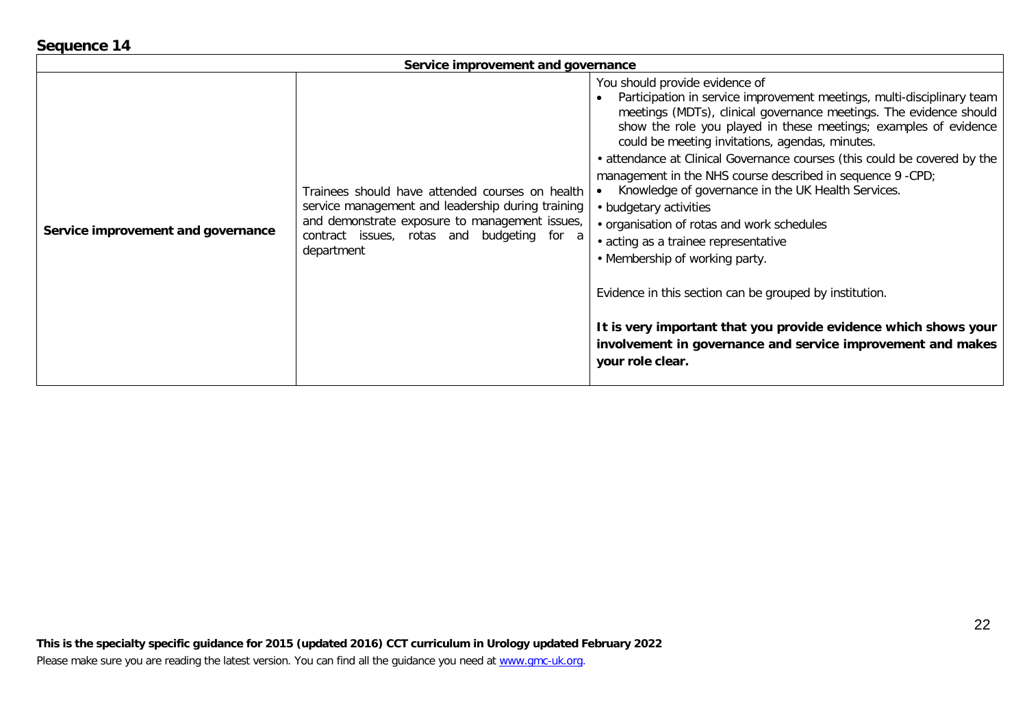## Sequence 14

| Service improvement and governance | | |
|---|---|---|
| **Service improvement and governance** | Trainees should have attended courses on health service management and leadership during training and demonstrate exposure to management issues, contract issues, rotas and budgeting for a department | You should provide evidence of <br>• Participation in service improvement meetings, multi-disciplinary team meetings (MDTs), clinical governance meetings. The evidence should show the role you played in these meetings; examples of evidence could be meeting invitations, agendas, minutes. <br>• attendance at Clinical Governance courses (this could be covered by the management in the NHS course described in sequence 9 -CPD; <br>• Knowledge of governance in the UK Health Services. <br>• budgetary activities <br>• organisation of rotas and work schedules <br>• acting as a trainee representative <br>• Membership of working party. <br><br>Evidence in this section can be grouped by institution. <br><br>**It is very important that you provide evidence which shows your involvement in governance and service improvement and makes your role clear.** |

**This is the specialty specific guidance for 2015 (updated 2016) CCT curriculum in Urology updated February 2022**

Please make sure you are reading the latest version. You can find all the guidance you need at www.gmc-uk.org.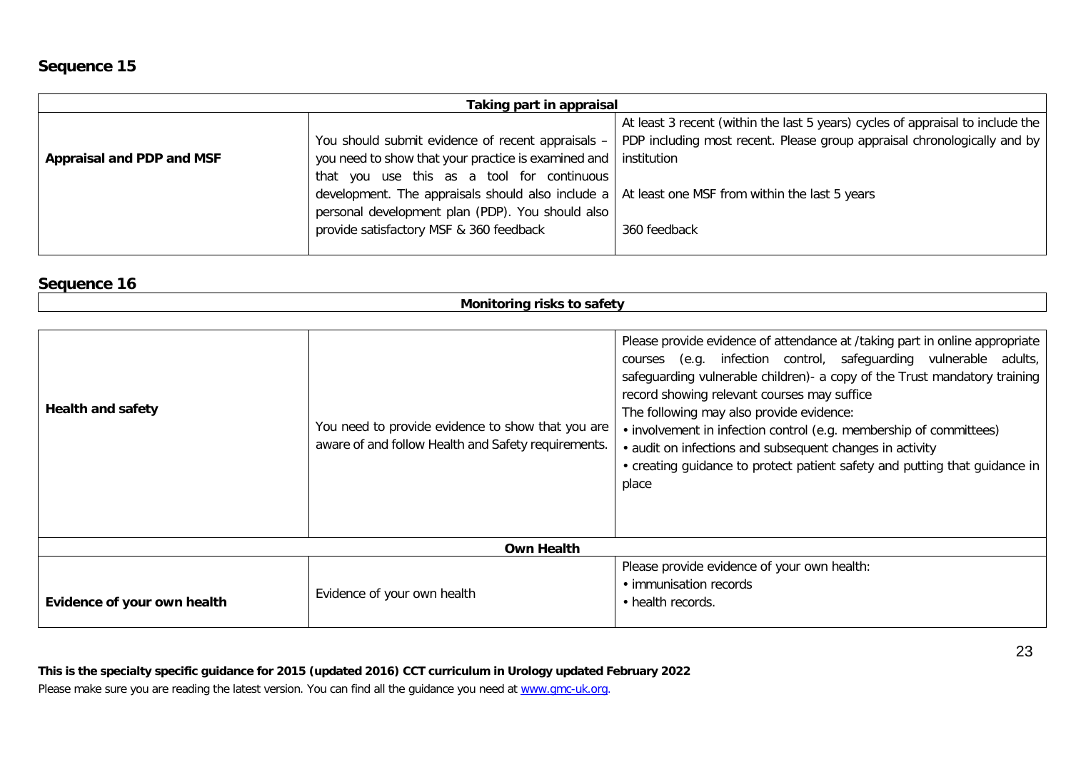## Sequence 15

| Taking part in appraisal | | |
|---|---|---|
| **Appraisal and PDP and MSF** | You should submit evidence of recent appraisals – you need to show that your practice is examined and that you use this as a tool for continuous development. The appraisals should also include a personal development plan (PDP). You should also provide satisfactory MSF & 360 feedback | At least 3 recent (within the last 5 years) cycles of appraisal to include the PDP including most recent. Please group appraisal chronologically and by institution<br><br>At least one MSF from within the last 5 years<br><br>360 feedback |

## Sequence 16

| Monitoring risks to safety | | |
|---|---|---|
| **Health and safety** | You need to provide evidence to show that you are aware of and follow Health and Safety requirements. | Please provide evidence of attendance at /taking part in online appropriate courses (e.g. infection control, safeguarding vulnerable adults, safeguarding vulnerable children)- a copy of the Trust mandatory training record showing relevant courses may suffice<br>The following may also provide evidence:<br>• involvement in infection control (e.g. membership of committees)<br>• audit on infections and subsequent changes in activity<br>• creating guidance to protect patient safety and putting that guidance in place |
| **Own Health** | | |
| **Evidence of your own health** | Evidence of your own health | Please provide evidence of your own health:<br>• immunisation records<br>• health records. |

**This is the specialty specific guidance for 2015 (updated 2016) CCT curriculum in Urology updated February 2022**

Please make sure you are reading the latest version. You can find all the guidance you need at www.gmc-uk.org.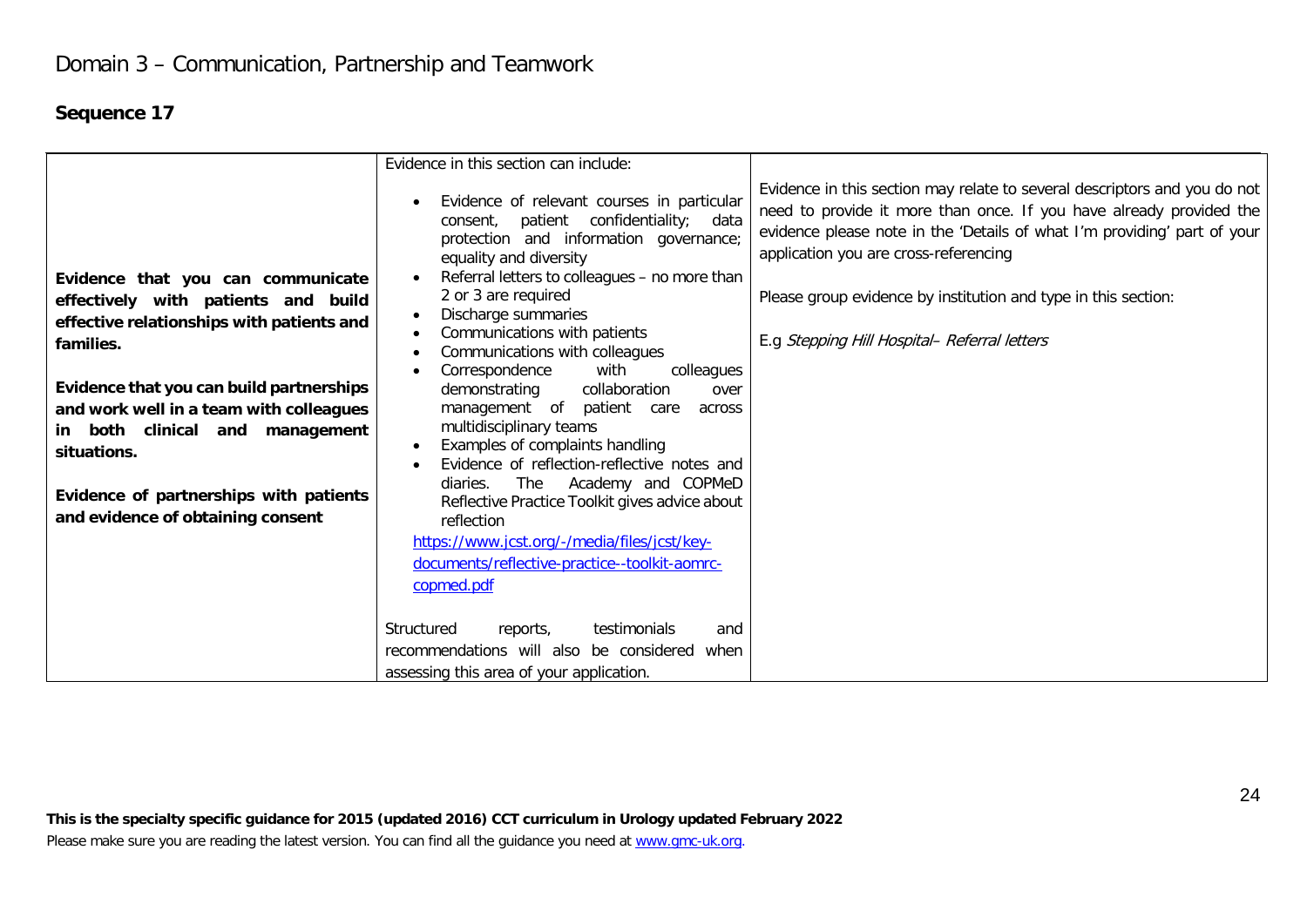# Domain 3 – Communication, Partnership and Teamwork

## Sequence 17

| | | |
|---|---|---|
| **Evidence that you can communicate effectively with patients and build effective relationships with patients and families.**<br><br>**Evidence that you can build partnerships and work well in a team with colleagues in both clinical and management situations.**<br><br>**Evidence of partnerships with patients and evidence of obtaining consent** | Evidence in this section can include:<br><br>• Evidence of relevant courses in particular consent, patient confidentiality; data protection and information governance; equality and diversity<br>• Referral letters to colleagues – no more than 2 or 3 are required<br>• Discharge summaries<br>• Communications with patients<br>• Communications with colleagues<br>• Correspondence with colleagues demonstrating collaboration over management of patient care across multidisciplinary teams<br>• Examples of complaints handling<br>• Evidence of reflection-reflective notes and diaries. The Academy and COPMeD Reflective Practice Toolkit gives advice about reflection<br><br>https://www.jcst.org/-/media/files/jcst/key-documents/reflective-practice--toolkit-aomrc-copmed.pdf<br><br>Structured reports, testimonials and recommendations will also be considered when assessing this area of your application. | Evidence in this section may relate to several descriptors and you do not need to provide it more than once. If you have already provided the evidence please note in the 'Details of what I'm providing' part of your application you are cross-referencing<br><br>Please group evidence by institution and type in this section:<br><br>E.g *Stepping Hill Hospital– Referral letters* |

**This is the specialty specific guidance for 2015 (updated 2016) CCT curriculum in Urology updated February 2022**

Please make sure you are reading the latest version. You can find all the guidance you need at www.gmc-uk.org.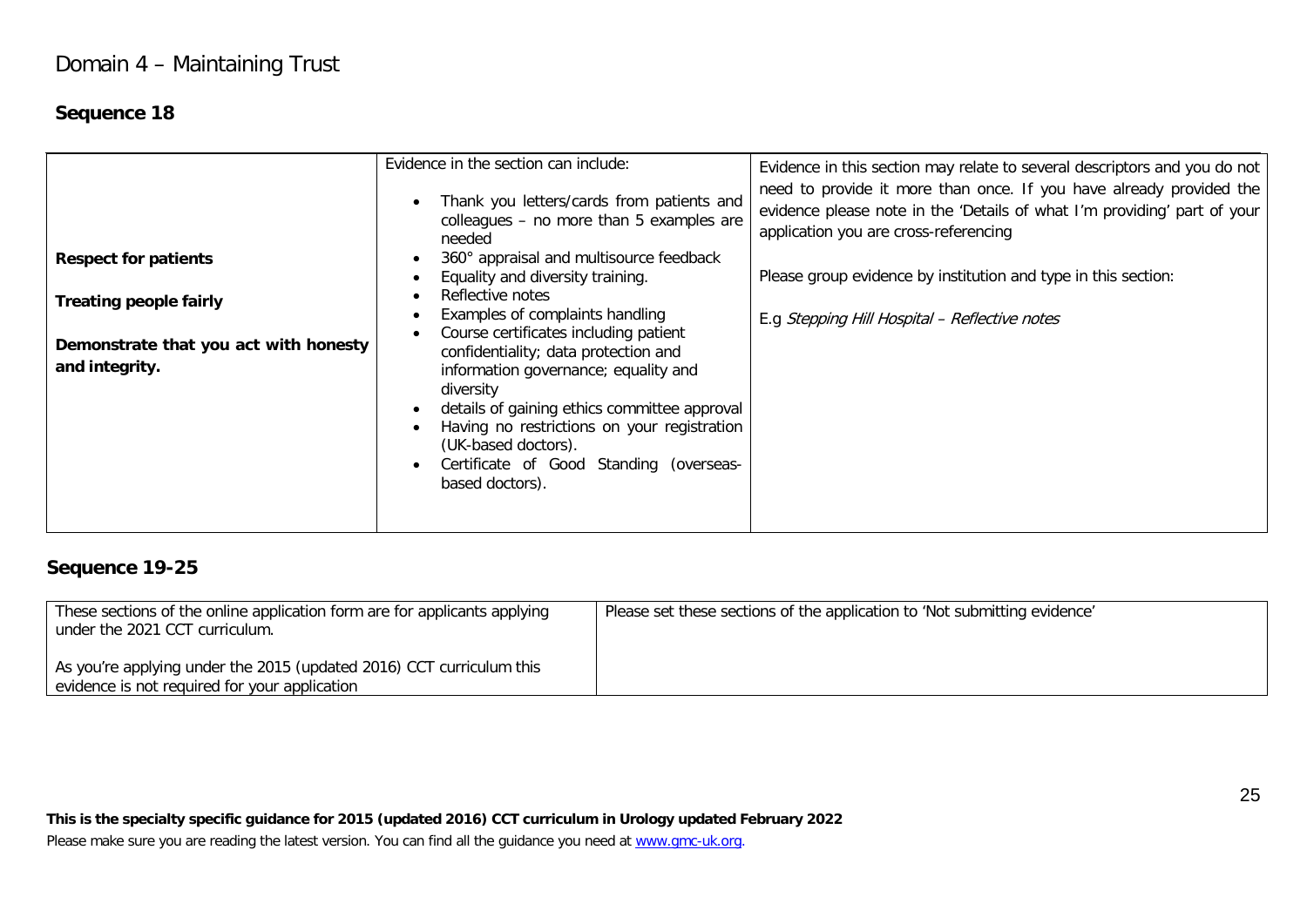# Domain 4 – Maintaining Trust

## Sequence 18

| | | |
|---|---|---|
| **Respect for patients**<br><br>**Treating people fairly**<br><br>**Demonstrate that you act with honesty and integrity.** | Evidence in the section can include:<br><br>• Thank you letters/cards from patients and colleagues – no more than 5 examples are needed<br>• 360° appraisal and multisource feedback<br>• Equality and diversity training.<br>• Reflective notes<br>• Examples of complaints handling<br>• Course certificates including patient confidentiality; data protection and information governance; equality and diversity<br>• details of gaining ethics committee approval<br>• Having no restrictions on your registration (UK-based doctors).<br>• Certificate of Good Standing (overseas-based doctors). | Evidence in this section may relate to several descriptors and you do not need to provide it more than once. If you have already provided the evidence please note in the 'Details of what I'm providing' part of your application you are cross-referencing<br><br>Please group evidence by institution and type in this section:<br><br>E.g *Stepping Hill Hospital – Reflective notes* |

## Sequence 19-25

| | |
|---|---|
| These sections of the online application form are for applicants applying under the 2021 CCT curriculum.<br><br>As you're applying under the 2015 (updated 2016) CCT curriculum this evidence is not required for your application | Please set these sections of the application to 'Not submitting evidence' |

**This is the specialty specific guidance for 2015 (updated 2016) CCT curriculum in Urology updated February 2022**

Please make sure you are reading the latest version. You can find all the guidance you need at www.gmc-uk.org.